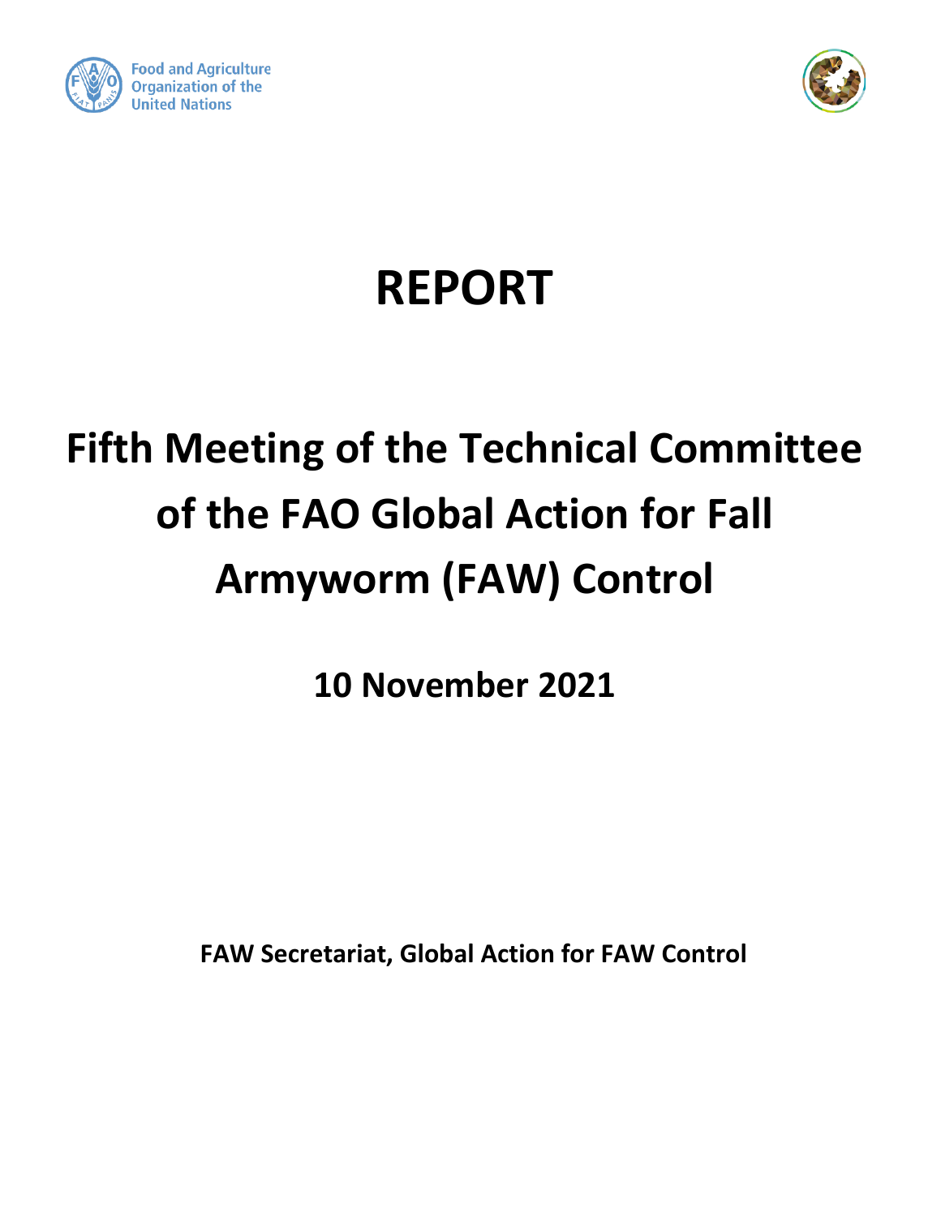Food and Agriculture Organization of the United Nations

# REPORT

# Fifth Meeting of the Technical Committee of the FAO Global Action for Fall Armyworm (FAW) Control

## 10 November 2021

**FAW Secretariat, Global Action for FAW Control**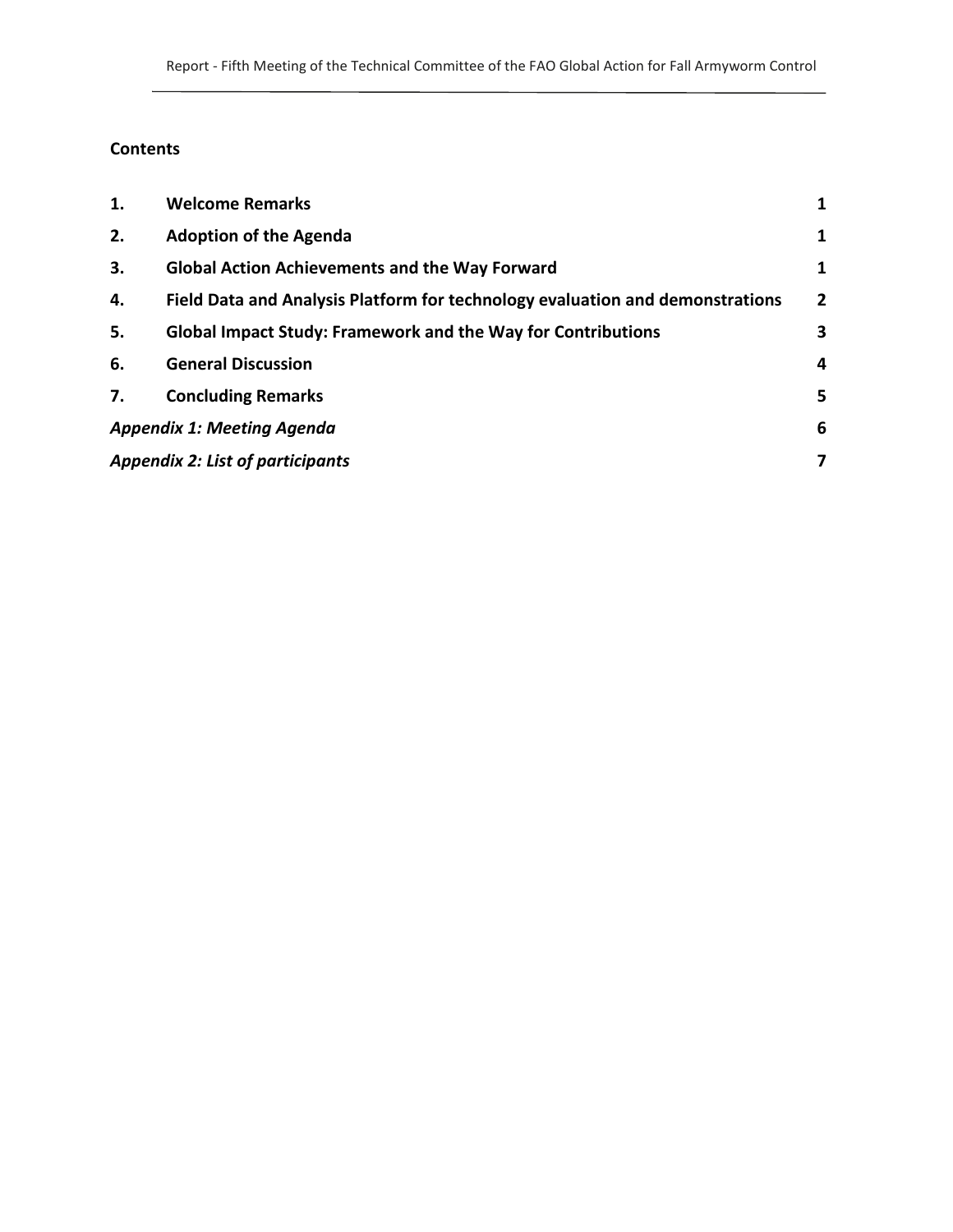**Contents**

| | | |
|---|---|---|
| **1.** | **Welcome Remarks** | **1** |
| **2.** | **Adoption of the Agenda** | **1** |
| **3.** | **Global Action Achievements and the Way Forward** | **1** |
| **4.** | **Field Data and Analysis Platform for technology evaluation and demonstrations** | **2** |
| **5.** | **Global Impact Study: Framework and the Way for Contributions** | **3** |
| **6.** | **General Discussion** | **4** |
| **7.** | **Concluding Remarks** | **5** |
| ***Appendix 1: Meeting Agenda*** | | **6** |
| ***Appendix 2: List of participants*** | | **7** |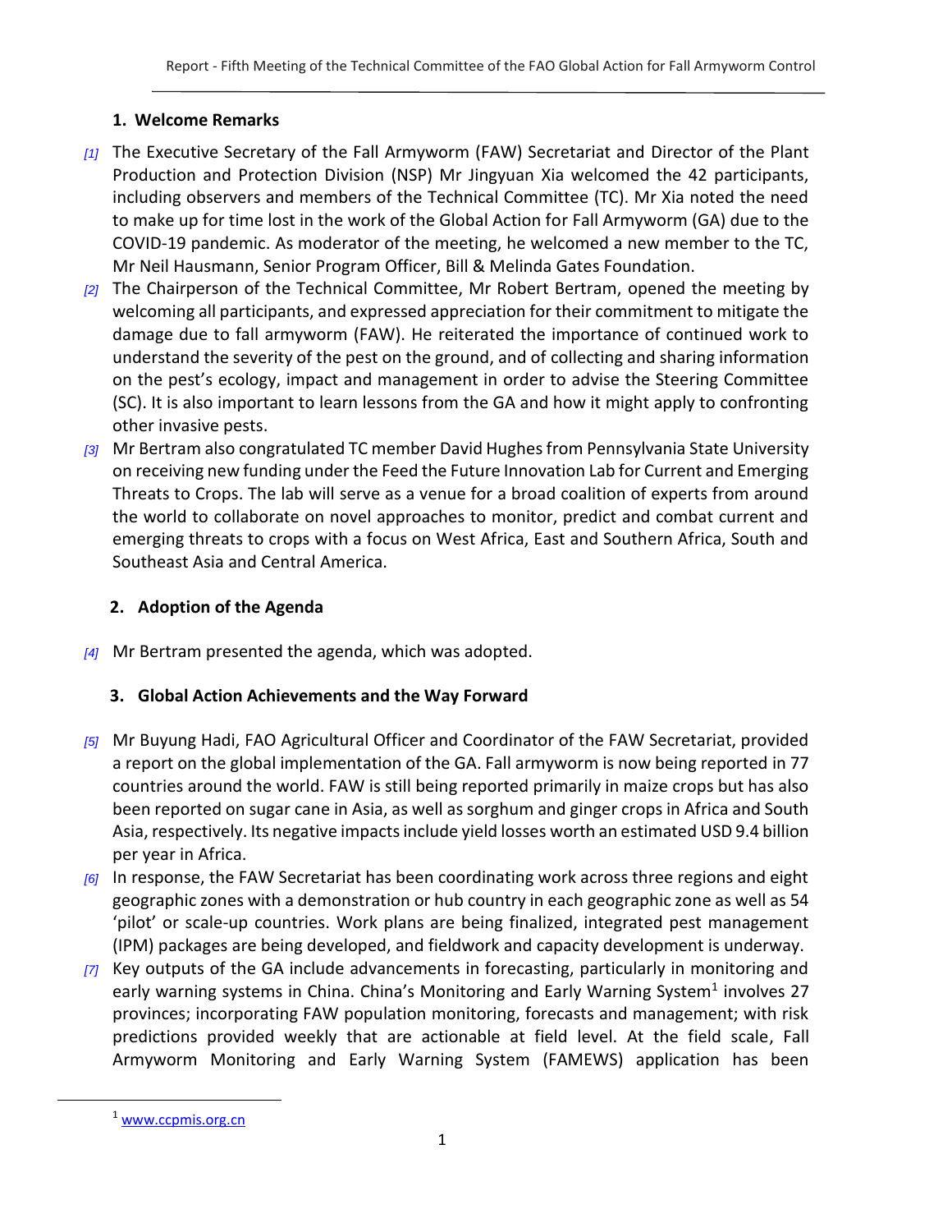## 1. Welcome Remarks

[1] The Executive Secretary of the Fall Armyworm (FAW) Secretariat and Director of the Plant Production and Protection Division (NSP) Mr Jingyuan Xia welcomed the 42 participants, including observers and members of the Technical Committee (TC). Mr Xia noted the need to make up for time lost in the work of the Global Action for Fall Armyworm (GA) due to the COVID-19 pandemic. As moderator of the meeting, he welcomed a new member to the TC, Mr Neil Hausmann, Senior Program Officer, Bill & Melinda Gates Foundation.

[2] The Chairperson of the Technical Committee, Mr Robert Bertram, opened the meeting by welcoming all participants, and expressed appreciation for their commitment to mitigate the damage due to fall armyworm (FAW). He reiterated the importance of continued work to understand the severity of the pest on the ground, and of collecting and sharing information on the pest's ecology, impact and management in order to advise the Steering Committee (SC). It is also important to learn lessons from the GA and how it might apply to confronting other invasive pests.

[3] Mr Bertram also congratulated TC member David Hughes from Pennsylvania State University on receiving new funding under the Feed the Future Innovation Lab for Current and Emerging Threats to Crops. The lab will serve as a venue for a broad coalition of experts from around the world to collaborate on novel approaches to monitor, predict and combat current and emerging threats to crops with a focus on West Africa, East and Southern Africa, South and Southeast Asia and Central America.

## 2. Adoption of the Agenda

[4] Mr Bertram presented the agenda, which was adopted.

## 3. Global Action Achievements and the Way Forward

[5] Mr Buyung Hadi, FAO Agricultural Officer and Coordinator of the FAW Secretariat, provided a report on the global implementation of the GA. Fall armyworm is now being reported in 77 countries around the world. FAW is still being reported primarily in maize crops but has also been reported on sugar cane in Asia, as well as sorghum and ginger crops in Africa and South Asia, respectively. Its negative impacts include yield losses worth an estimated USD 9.4 billion per year in Africa.

[6] In response, the FAW Secretariat has been coordinating work across three regions and eight geographic zones with a demonstration or hub country in each geographic zone as well as 54 'pilot' or scale-up countries. Work plans are being finalized, integrated pest management (IPM) packages are being developed, and fieldwork and capacity development is underway.

[7] Key outputs of the GA include advancements in forecasting, particularly in monitoring and early warning systems in China. China's Monitoring and Early Warning System[1] involves 27 provinces; incorporating FAW population monitoring, forecasts and management; with risk predictions provided weekly that are actionable at field level. At the field scale, Fall Armyworm Monitoring and Early Warning System (FAMEWS) application has been

[1] www.ccpmis.org.cn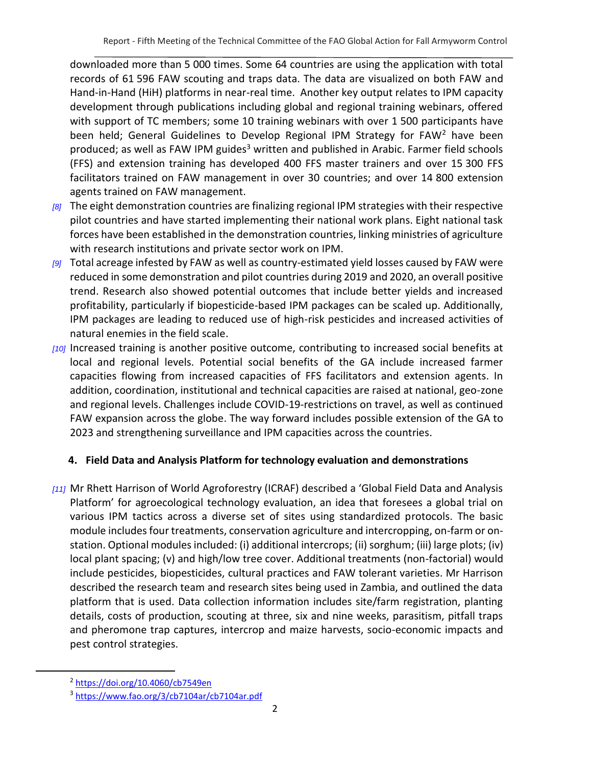downloaded more than 5 000 times. Some 64 countries are using the application with total records of 61 596 FAW scouting and traps data. The data are visualized on both FAW and Hand-in-Hand (HiH) platforms in near-real time. Another key output relates to IPM capacity development through publications including global and regional training webinars, offered with support of TC members; some 10 training webinars with over 1 500 participants have been held; General Guidelines to Develop Regional IPM Strategy for FAW[2] have been produced; as well as FAW IPM guides[3] written and published in Arabic. Farmer field schools (FFS) and extension training has developed 400 FFS master trainers and over 15 300 FFS facilitators trained on FAW management in over 30 countries; and over 14 800 extension agents trained on FAW management.

*[8]* The eight demonstration countries are finalizing regional IPM strategies with their respective pilot countries and have started implementing their national work plans. Eight national task forces have been established in the demonstration countries, linking ministries of agriculture with research institutions and private sector work on IPM.

*[9]* Total acreage infested by FAW as well as country-estimated yield losses caused by FAW were reduced in some demonstration and pilot countries during 2019 and 2020, an overall positive trend. Research also showed potential outcomes that include better yields and increased profitability, particularly if biopesticide-based IPM packages can be scaled up. Additionally, IPM packages are leading to reduced use of high-risk pesticides and increased activities of natural enemies in the field scale.

*[10]* Increased training is another positive outcome, contributing to increased social benefits at local and regional levels. Potential social benefits of the GA include increased farmer capacities flowing from increased capacities of FFS facilitators and extension agents. In addition, coordination, institutional and technical capacities are raised at national, geo-zone and regional levels. Challenges include COVID-19-restrictions on travel, as well as continued FAW expansion across the globe. The way forward includes possible extension of the GA to 2023 and strengthening surveillance and IPM capacities across the countries.

## 4. Field Data and Analysis Platform for technology evaluation and demonstrations

*[11]* Mr Rhett Harrison of World Agroforestry (ICRAF) described a 'Global Field Data and Analysis Platform' for agroecological technology evaluation, an idea that foresees a global trial on various IPM tactics across a diverse set of sites using standardized protocols. The basic module includes four treatments, conservation agriculture and intercropping, on-farm or on-station. Optional modules included: (i) additional intercrops; (ii) sorghum; (iii) large plots; (iv) local plant spacing; (v) and high/low tree cover. Additional treatments (non-factorial) would include pesticides, biopesticides, cultural practices and FAW tolerant varieties. Mr Harrison described the research team and research sites being used in Zambia, and outlined the data platform that is used. Data collection information includes site/farm registration, planting details, costs of production, scouting at three, six and nine weeks, parasitism, pitfall traps and pheromone trap captures, intercrop and maize harvests, socio-economic impacts and pest control strategies.

---

[2] https://doi.org/10.4060/cb7549en

[3] https://www.fao.org/3/cb7104ar/cb7104ar.pdf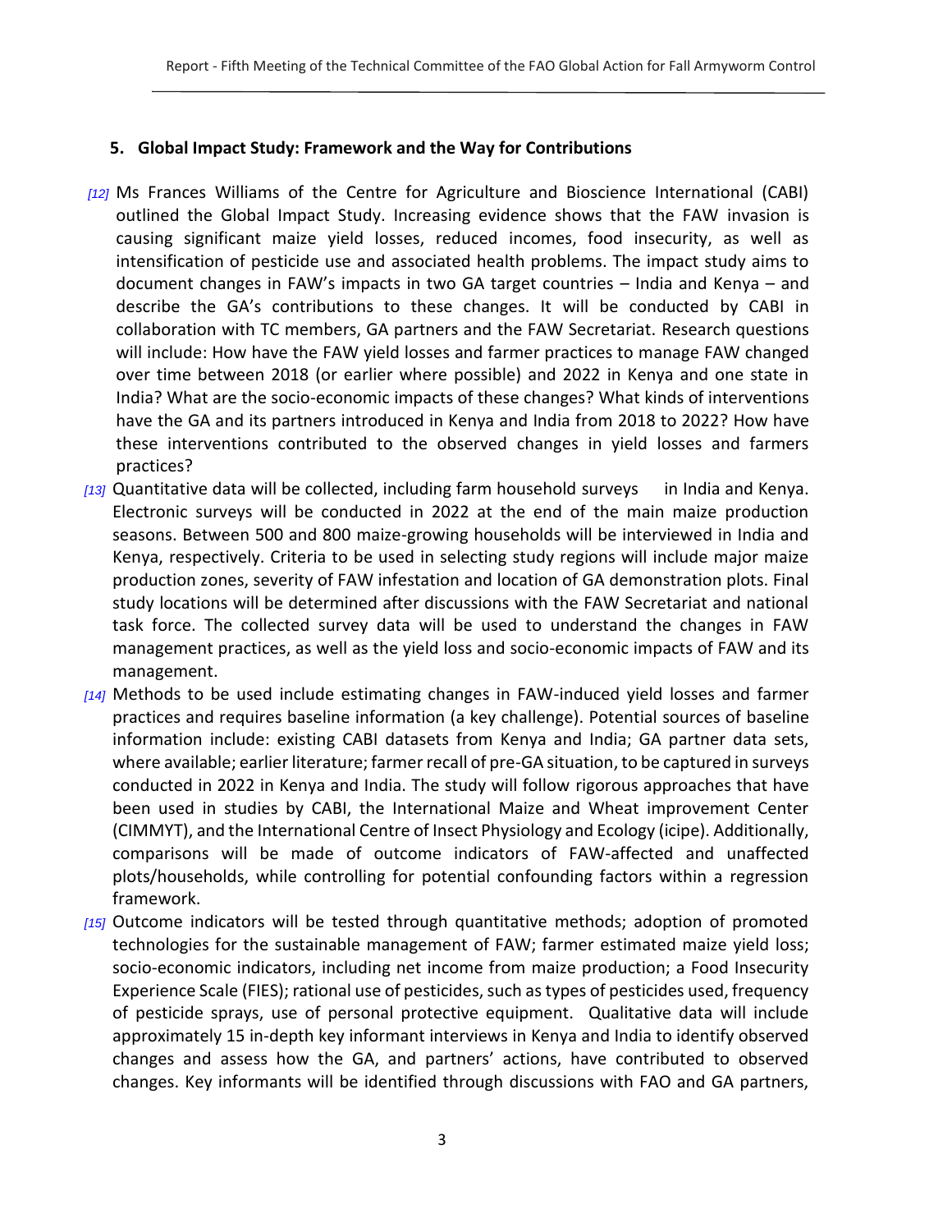## 5. Global Impact Study: Framework and the Way for Contributions

*[12]* Ms Frances Williams of the Centre for Agriculture and Bioscience International (CABI) outlined the Global Impact Study. Increasing evidence shows that the FAW invasion is causing significant maize yield losses, reduced incomes, food insecurity, as well as intensification of pesticide use and associated health problems. The impact study aims to document changes in FAW's impacts in two GA target countries – India and Kenya – and describe the GA's contributions to these changes. It will be conducted by CABI in collaboration with TC members, GA partners and the FAW Secretariat. Research questions will include: How have the FAW yield losses and farmer practices to manage FAW changed over time between 2018 (or earlier where possible) and 2022 in Kenya and one state in India? What are the socio-economic impacts of these changes? What kinds of interventions have the GA and its partners introduced in Kenya and India from 2018 to 2022? How have these interventions contributed to the observed changes in yield losses and farmers practices?

*[13]* Quantitative data will be collected, including farm household surveys in India and Kenya. Electronic surveys will be conducted in 2022 at the end of the main maize production seasons. Between 500 and 800 maize-growing households will be interviewed in India and Kenya, respectively. Criteria to be used in selecting study regions will include major maize production zones, severity of FAW infestation and location of GA demonstration plots. Final study locations will be determined after discussions with the FAW Secretariat and national task force. The collected survey data will be used to understand the changes in FAW management practices, as well as the yield loss and socio-economic impacts of FAW and its management.

*[14]* Methods to be used include estimating changes in FAW-induced yield losses and farmer practices and requires baseline information (a key challenge). Potential sources of baseline information include: existing CABI datasets from Kenya and India; GA partner data sets, where available; earlier literature; farmer recall of pre-GA situation, to be captured in surveys conducted in 2022 in Kenya and India. The study will follow rigorous approaches that have been used in studies by CABI, the International Maize and Wheat improvement Center (CIMMYT), and the International Centre of Insect Physiology and Ecology (icipe). Additionally, comparisons will be made of outcome indicators of FAW-affected and unaffected plots/households, while controlling for potential confounding factors within a regression framework.

*[15]* Outcome indicators will be tested through quantitative methods; adoption of promoted technologies for the sustainable management of FAW; farmer estimated maize yield loss; socio-economic indicators, including net income from maize production; a Food Insecurity Experience Scale (FIES); rational use of pesticides, such as types of pesticides used, frequency of pesticide sprays, use of personal protective equipment. Qualitative data will include approximately 15 in-depth key informant interviews in Kenya and India to identify observed changes and assess how the GA, and partners' actions, have contributed to observed changes. Key informants will be identified through discussions with FAO and GA partners,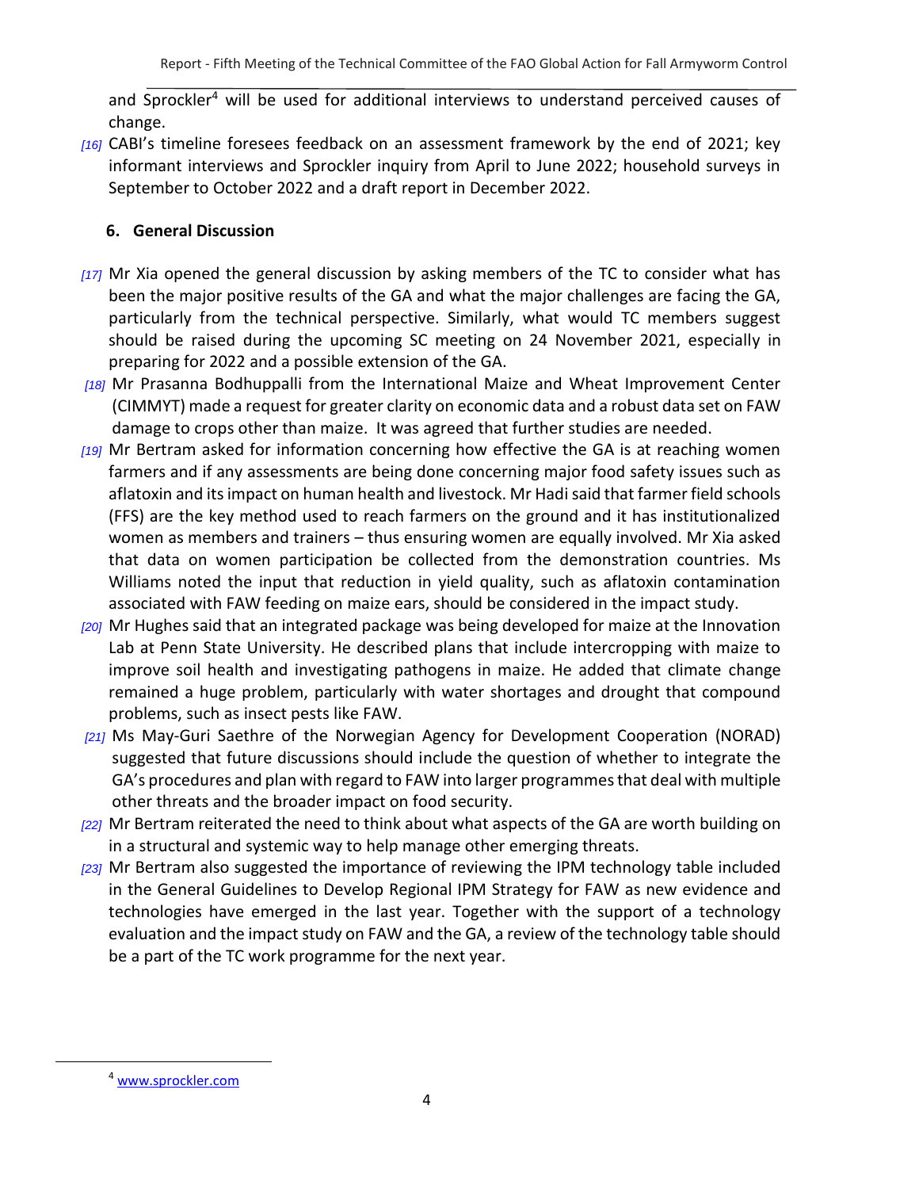and Sprockler[4] will be used for additional interviews to understand perceived causes of change.

*[16]* CABI's timeline foresees feedback on an assessment framework by the end of 2021; key informant interviews and Sprockler inquiry from April to June 2022; household surveys in September to October 2022 and a draft report in December 2022.

## 6. General Discussion

*[17]* Mr Xia opened the general discussion by asking members of the TC to consider what has been the major positive results of the GA and what the major challenges are facing the GA, particularly from the technical perspective. Similarly, what would TC members suggest should be raised during the upcoming SC meeting on 24 November 2021, especially in preparing for 2022 and a possible extension of the GA.

*[18]* Mr Prasanna Bodhuppalli from the International Maize and Wheat Improvement Center (CIMMYT) made a request for greater clarity on economic data and a robust data set on FAW damage to crops other than maize. It was agreed that further studies are needed.

*[19]* Mr Bertram asked for information concerning how effective the GA is at reaching women farmers and if any assessments are being done concerning major food safety issues such as aflatoxin and its impact on human health and livestock. Mr Hadi said that farmer field schools (FFS) are the key method used to reach farmers on the ground and it has institutionalized women as members and trainers – thus ensuring women are equally involved. Mr Xia asked that data on women participation be collected from the demonstration countries. Ms Williams noted the input that reduction in yield quality, such as aflatoxin contamination associated with FAW feeding on maize ears, should be considered in the impact study.

*[20]* Mr Hughes said that an integrated package was being developed for maize at the Innovation Lab at Penn State University. He described plans that include intercropping with maize to improve soil health and investigating pathogens in maize. He added that climate change remained a huge problem, particularly with water shortages and drought that compound problems, such as insect pests like FAW.

*[21]* Ms May-Guri Saethre of the Norwegian Agency for Development Cooperation (NORAD) suggested that future discussions should include the question of whether to integrate the GA's procedures and plan with regard to FAW into larger programmes that deal with multiple other threats and the broader impact on food security.

*[22]* Mr Bertram reiterated the need to think about what aspects of the GA are worth building on in a structural and systemic way to help manage other emerging threats.

*[23]* Mr Bertram also suggested the importance of reviewing the IPM technology table included in the General Guidelines to Develop Regional IPM Strategy for FAW as new evidence and technologies have emerged in the last year. Together with the support of a technology evaluation and the impact study on FAW and the GA, a review of the technology table should be a part of the TC work programme for the next year.

---

[4] www.sprockler.com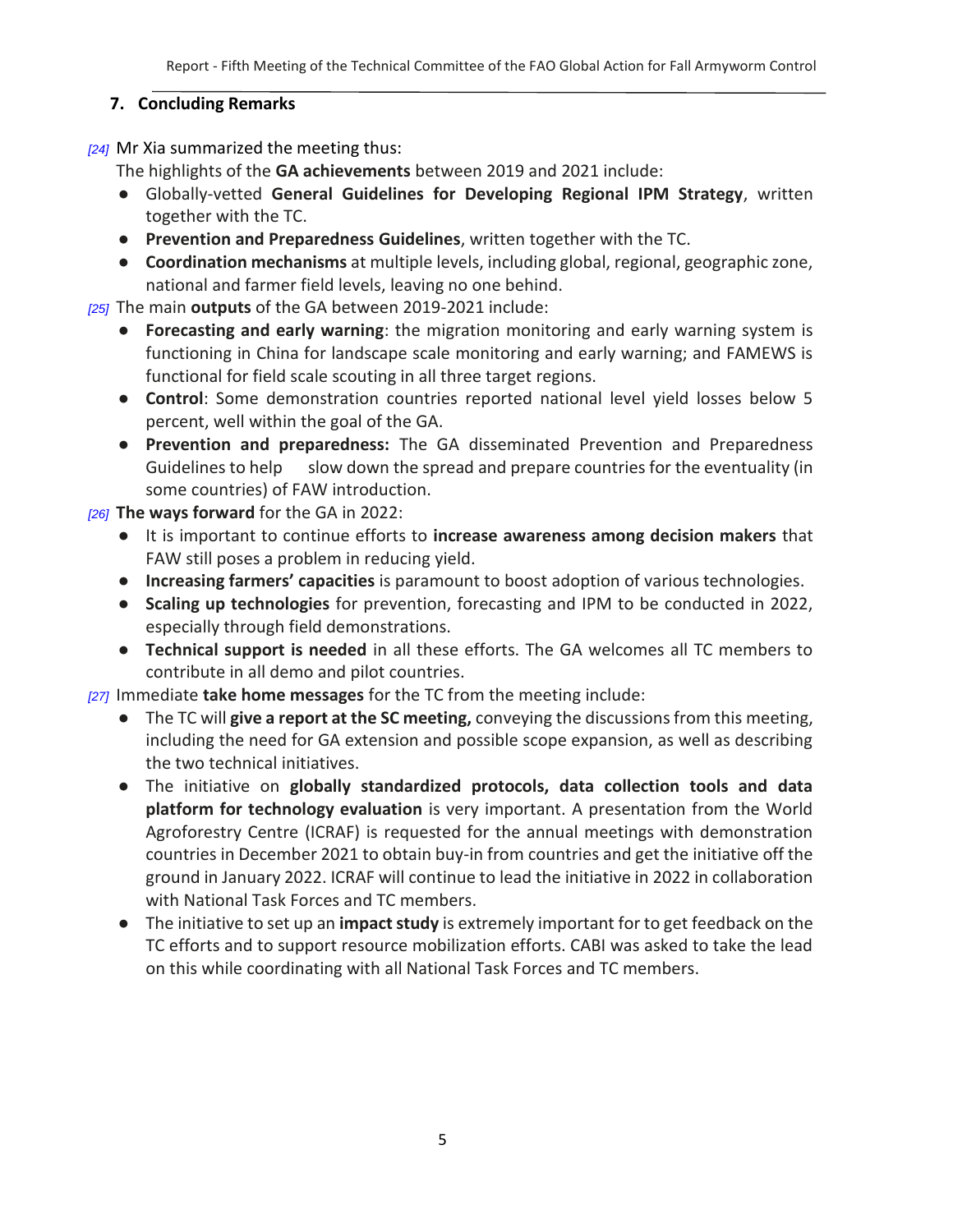## 7. Concluding Remarks

*[24]* Mr Xia summarized the meeting thus:

The highlights of the **GA achievements** between 2019 and 2021 include:

- Globally-vetted **General Guidelines for Developing Regional IPM Strategy**, written together with the TC.
- **Prevention and Preparedness Guidelines**, written together with the TC.
- **Coordination mechanisms** at multiple levels, including global, regional, geographic zone, national and farmer field levels, leaving no one behind.

*[25]* The main **outputs** of the GA between 2019-2021 include:

- **Forecasting and early warning**: the migration monitoring and early warning system is functioning in China for landscape scale monitoring and early warning; and FAMEWS is functional for field scale scouting in all three target regions.
- **Control**: Some demonstration countries reported national level yield losses below 5 percent, well within the goal of the GA.
- **Prevention and preparedness:** The GA disseminated Prevention and Preparedness Guidelines to help slow down the spread and prepare countries for the eventuality (in some countries) of FAW introduction.

*[26]* **The ways forward** for the GA in 2022:

- It is important to continue efforts to **increase awareness among decision makers** that FAW still poses a problem in reducing yield.
- **Increasing farmers' capacities** is paramount to boost adoption of various technologies.
- **Scaling up technologies** for prevention, forecasting and IPM to be conducted in 2022, especially through field demonstrations.
- **Technical support is needed** in all these efforts. The GA welcomes all TC members to contribute in all demo and pilot countries.

*[27]* Immediate **take home messages** for the TC from the meeting include:

- The TC will **give a report at the SC meeting,** conveying the discussions from this meeting, including the need for GA extension and possible scope expansion, as well as describing the two technical initiatives.
- The initiative on **globally standardized protocols, data collection tools and data platform for technology evaluation** is very important. A presentation from the World Agroforestry Centre (ICRAF) is requested for the annual meetings with demonstration countries in December 2021 to obtain buy-in from countries and get the initiative off the ground in January 2022. ICRAF will continue to lead the initiative in 2022 in collaboration with National Task Forces and TC members.
- The initiative to set up an **impact study** is extremely important for to get feedback on the TC efforts and to support resource mobilization efforts. CABI was asked to take the lead on this while coordinating with all National Task Forces and TC members.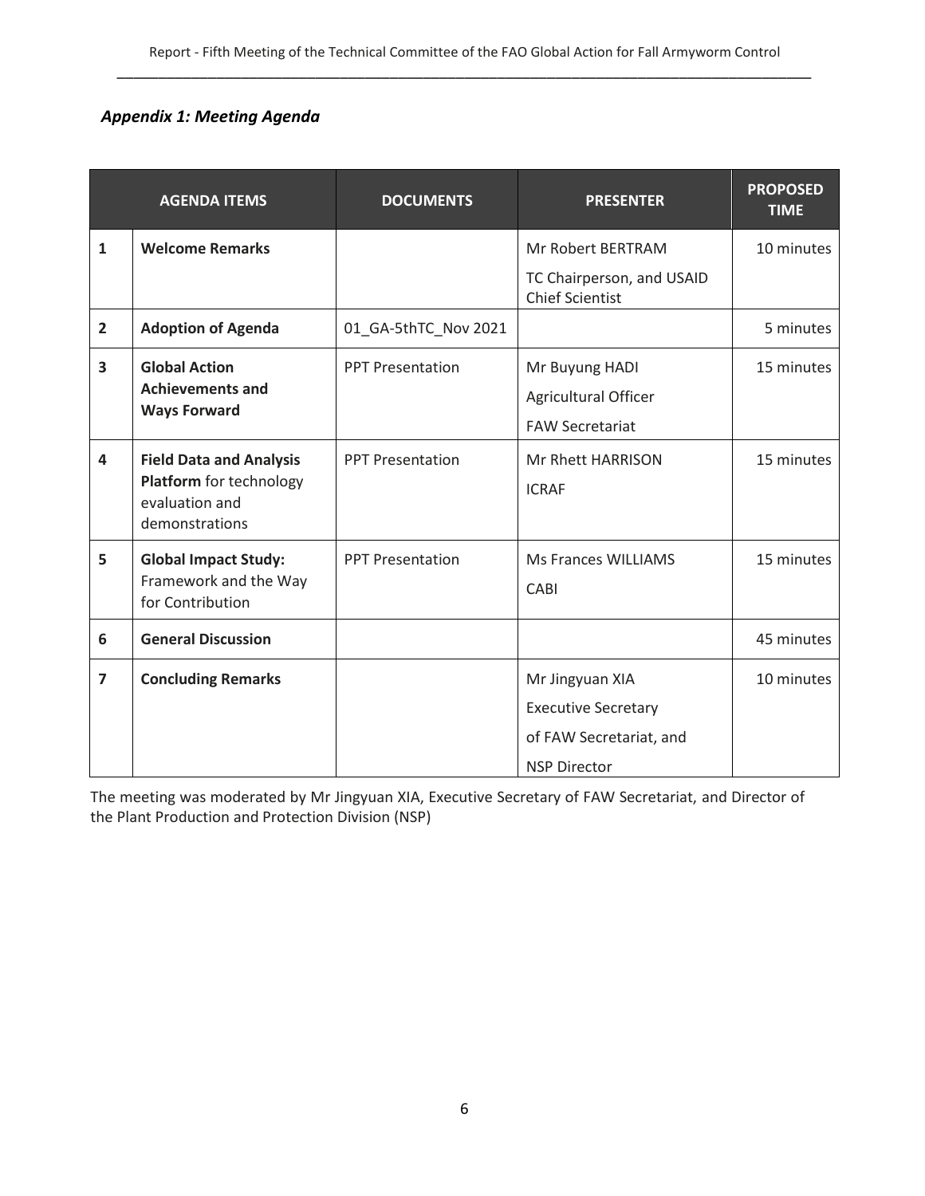### *Appendix 1: Meeting Agenda*

| | AGENDA ITEMS | DOCUMENTS | PRESENTER | PROPOSED TIME |
|---|---|---|---|---|
| 1 | **Welcome Remarks** | | Mr Robert BERTRAM<br>TC Chairperson, and USAID Chief Scientist | 10 minutes |
| 2 | **Adoption of Agenda** | 01_GA-5thTC_Nov 2021 | | 5 minutes |
| 3 | **Global Action Achievements and Ways Forward** | PPT Presentation | Mr Buyung HADI<br>Agricultural Officer<br>FAW Secretariat | 15 minutes |
| 4 | **Field Data and Analysis Platform** for technology evaluation and demonstrations | PPT Presentation | Mr Rhett HARRISON<br>ICRAF | 15 minutes |
| 5 | **Global Impact Study:** Framework and the Way for Contribution | PPT Presentation | Ms Frances WILLIAMS<br>CABI | 15 minutes |
| 6 | **General Discussion** | | | 45 minutes |
| 7 | **Concluding Remarks** | | Mr Jingyuan XIA<br>Executive Secretary<br>of FAW Secretariat, and<br>NSP Director | 10 minutes |

The meeting was moderated by Mr Jingyuan XIA, Executive Secretary of FAW Secretariat, and Director of the Plant Production and Protection Division (NSP)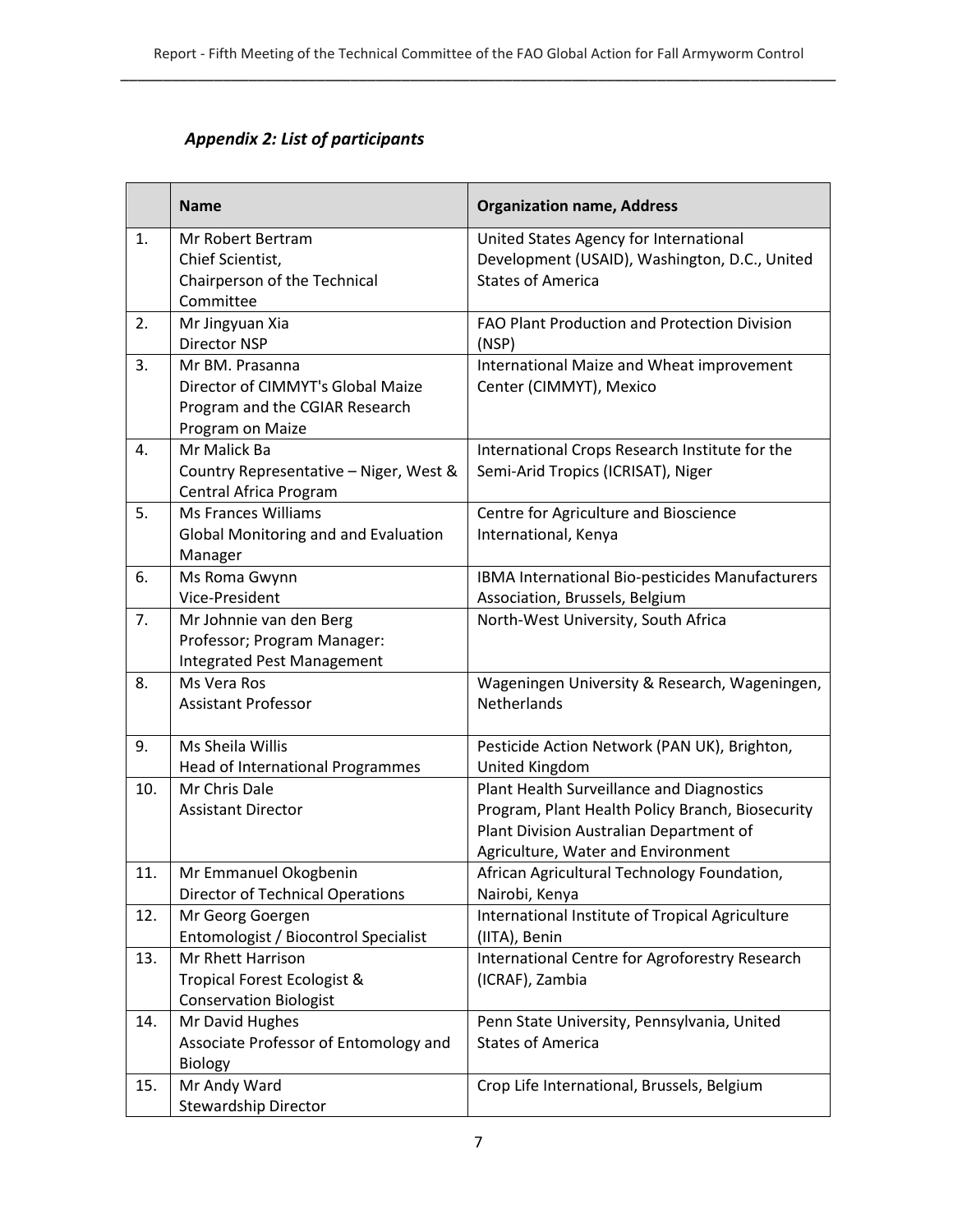## *Appendix 2: List of participants*

| | Name | Organization name, Address |
|---|---|---|
| 1. | Mr Robert Bertram<br>Chief Scientist,<br>Chairperson of the Technical Committee | United States Agency for International Development (USAID), Washington, D.C., United States of America |
| 2. | Mr Jingyuan Xia<br>Director NSP | FAO Plant Production and Protection Division (NSP) |
| 3. | Mr BM. Prasanna<br>Director of CIMMYT's Global Maize Program and the CGIAR Research Program on Maize | International Maize and Wheat improvement Center (CIMMYT), Mexico |
| 4. | Mr Malick Ba<br>Country Representative – Niger, West & Central Africa Program | International Crops Research Institute for the Semi-Arid Tropics (ICRISAT), Niger |
| 5. | Ms Frances Williams<br>Global Monitoring and and Evaluation Manager | Centre for Agriculture and Bioscience International, Kenya |
| 6. | Ms Roma Gwynn<br>Vice-President | IBMA International Bio-pesticides Manufacturers Association, Brussels, Belgium |
| 7. | Mr Johnnie van den Berg<br>Professor; Program Manager: Integrated Pest Management | North-West University, South Africa |
| 8. | Ms Vera Ros<br>Assistant Professor | Wageningen University & Research, Wageningen, Netherlands |
| 9. | Ms Sheila Willis<br>Head of International Programmes | Pesticide Action Network (PAN UK), Brighton, United Kingdom |
| 10. | Mr Chris Dale<br>Assistant Director | Plant Health Surveillance and Diagnostics Program, Plant Health Policy Branch, Biosecurity Plant Division Australian Department of Agriculture, Water and Environment |
| 11. | Mr Emmanuel Okogbenin<br>Director of Technical Operations | African Agricultural Technology Foundation, Nairobi, Kenya |
| 12. | Mr Georg Goergen<br>Entomologist / Biocontrol Specialist | International Institute of Tropical Agriculture (IITA), Benin |
| 13. | Mr Rhett Harrison<br>Tropical Forest Ecologist & Conservation Biologist | International Centre for Agroforestry Research (ICRAF), Zambia |
| 14. | Mr David Hughes<br>Associate Professor of Entomology and Biology | Penn State University, Pennsylvania, United States of America |
| 15. | Mr Andy Ward<br>Stewardship Director | Crop Life International, Brussels, Belgium |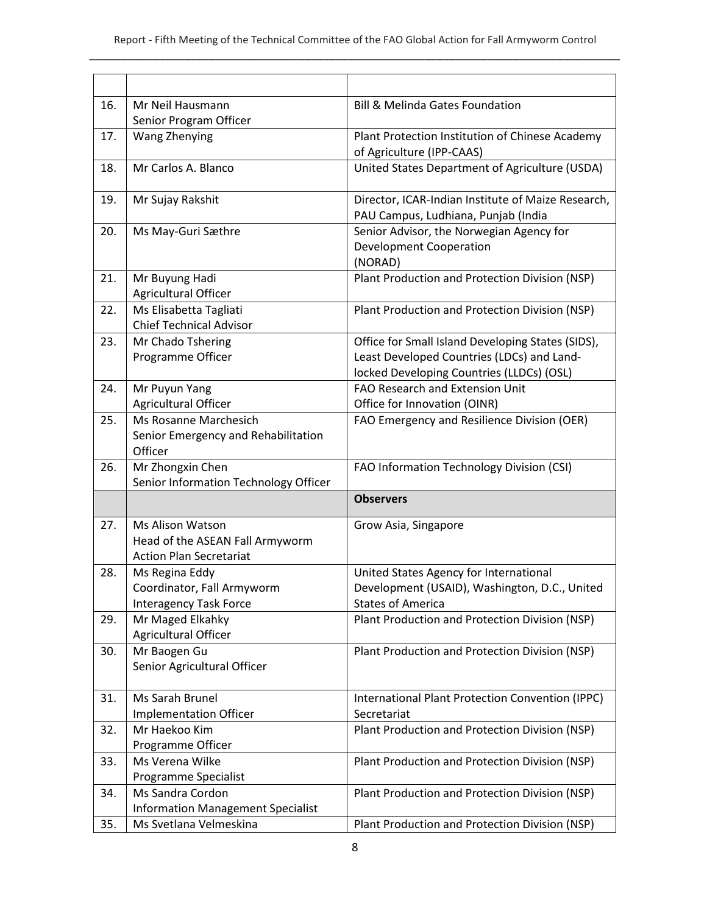| | | |
|---|---|---|
| 16. | Mr Neil Hausmann<br>Senior Program Officer | Bill & Melinda Gates Foundation |
| 17. | Wang Zhenying | Plant Protection Institution of Chinese Academy of Agriculture (IPP-CAAS) |
| 18. | Mr Carlos A. Blanco | United States Department of Agriculture (USDA) |
| 19. | Mr Sujay Rakshit | Director, ICAR-Indian Institute of Maize Research, PAU Campus, Ludhiana, Punjab (India |
| 20. | Ms May-Guri Sæthre | Senior Advisor, the Norwegian Agency for Development Cooperation (NORAD) |
| 21. | Mr Buyung Hadi<br>Agricultural Officer | Plant Production and Protection Division (NSP) |
| 22. | Ms Elisabetta Tagliati<br>Chief Technical Advisor | Plant Production and Protection Division (NSP) |
| 23. | Mr Chado Tshering<br>Programme Officer | Office for Small Island Developing States (SIDS), Least Developed Countries (LDCs) and Land-locked Developing Countries (LLDCs) (OSL) |
| 24. | Mr Puyun Yang<br>Agricultural Officer | FAO Research and Extension Unit<br>Office for Innovation (OINR) |
| 25. | Ms Rosanne Marchesich<br>Senior Emergency and Rehabilitation Officer | FAO Emergency and Resilience Division (OER) |
| 26. | Mr Zhongxin Chen<br>Senior Information Technology Officer | FAO Information Technology Division (CSI) |
| | | **Observers** |
| 27. | Ms Alison Watson<br>Head of the ASEAN Fall Armyworm Action Plan Secretariat | Grow Asia, Singapore |
| 28. | Ms Regina Eddy<br>Coordinator, Fall Armyworm Interagency Task Force | United States Agency for International Development (USAID), Washington, D.C., United States of America |
| 29. | Mr Maged Elkahky<br>Agricultural Officer | Plant Production and Protection Division (NSP) |
| 30. | Mr Baogen Gu<br>Senior Agricultural Officer | Plant Production and Protection Division (NSP) |
| 31. | Ms Sarah Brunel<br>Implementation Officer | International Plant Protection Convention (IPPC) Secretariat |
| 32. | Mr Haekoo Kim<br>Programme Officer | Plant Production and Protection Division (NSP) |
| 33. | Ms Verena Wilke<br>Programme Specialist | Plant Production and Protection Division (NSP) |
| 34. | Ms Sandra Cordon<br>Information Management Specialist | Plant Production and Protection Division (NSP) |
| 35. | Ms Svetlana Velmeskina | Plant Production and Protection Division (NSP) |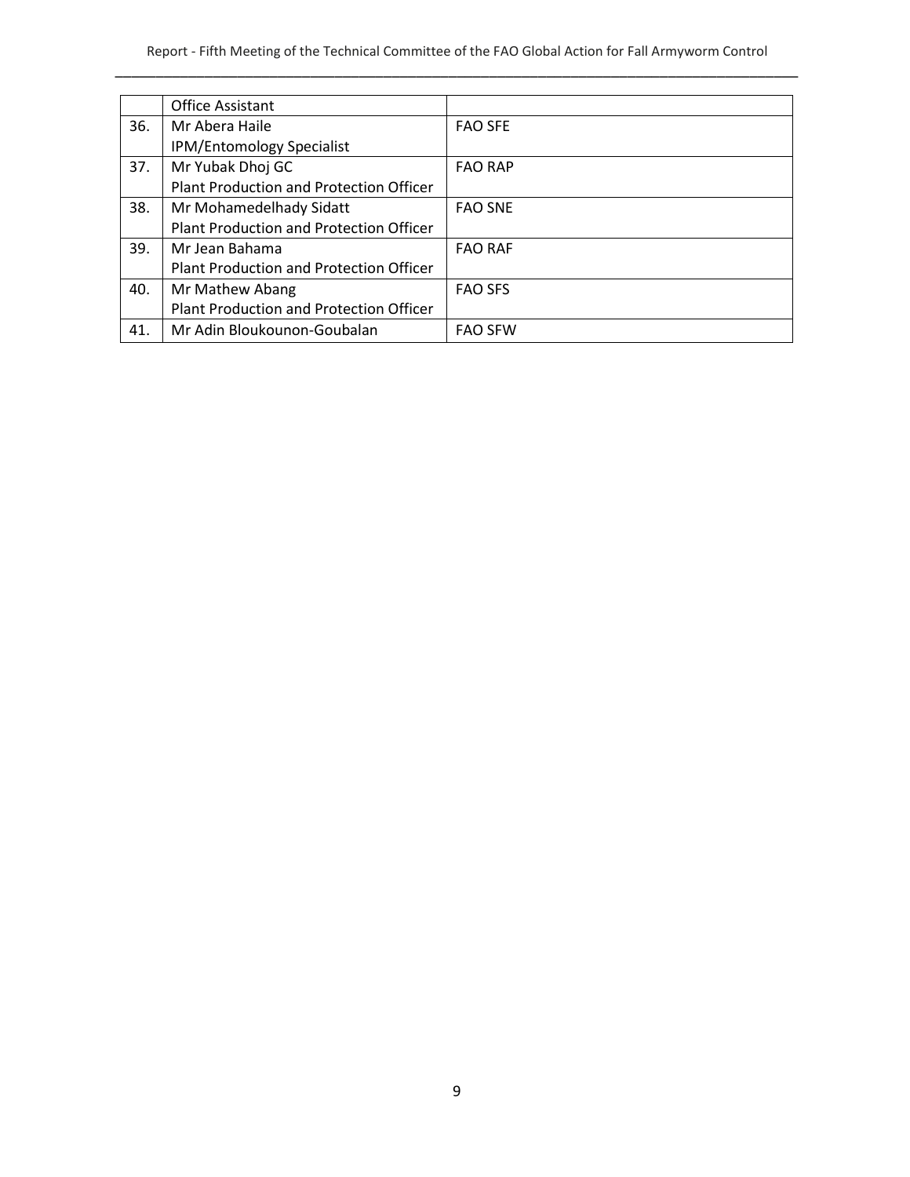| | | |
|---|---|---|
| | Office Assistant | |
| 36. | Mr Abera Haile<br>IPM/Entomology Specialist | FAO SFE |
| 37. | Mr Yubak Dhoj GC<br>Plant Production and Protection Officer | FAO RAP |
| 38. | Mr Mohamedelhady Sidatt<br>Plant Production and Protection Officer | FAO SNE |
| 39. | Mr Jean Bahama<br>Plant Production and Protection Officer | FAO RAF |
| 40. | Mr Mathew Abang<br>Plant Production and Protection Officer | FAO SFS |
| 41. | Mr Adin Bloukounon-Goubalan | FAO SFW |